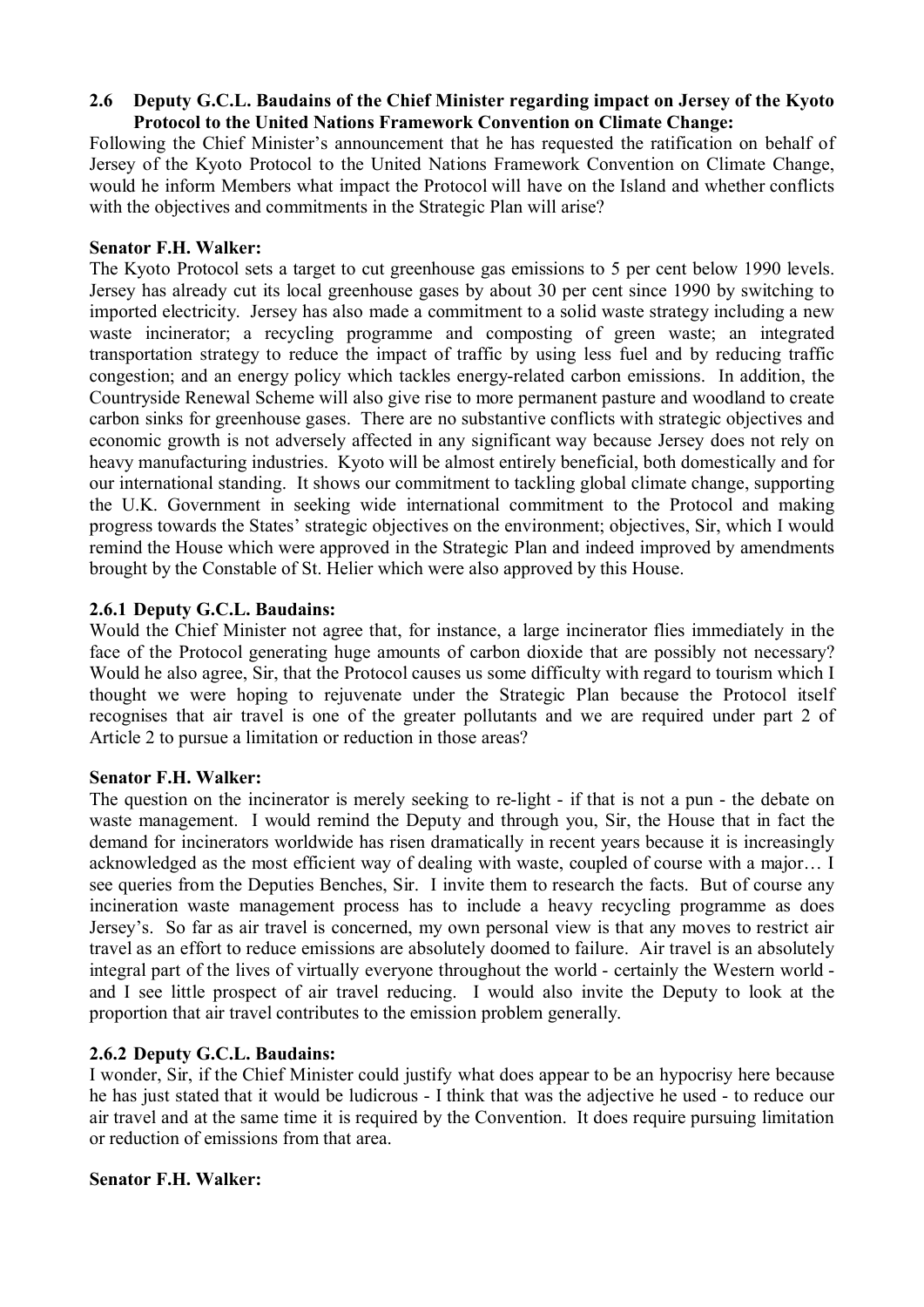**2.6 Deputy G.C.L. Baudains of the Chief Minister regarding impact on Jersey of the Kyoto Protocol to the United Nations Framework Convention on Climate Change:**

Following the Chief Minister's announcement that he has requested the ratification on behalf of Jersey of the Kyoto Protocol to the United Nations Framework Convention on Climate Change, would he inform Members what impact the Protocol will have on the Island and whether conflicts with the objectives and commitments in the Strategic Plan will arise?

**Senator F.H. Walker:**

The Kyoto Protocol sets a target to cut greenhouse gas emissions to 5 per cent below 1990 levels. Jersey has already cut its local greenhouse gases by about 30 per cent since 1990 by switching to imported electricity. Jersey has also made a commitment to a solid waste strategy including a new waste incinerator; a recycling programme and composting of green waste; an integrated transportation strategy to reduce the impact of traffic by using less fuel and by reducing traffic congestion; and an energy policy which tackles energy-related carbon emissions. In addition, the Countryside Renewal Scheme will also give rise to more permanent pasture and woodland to create carbon sinks for greenhouse gases. There are no substantive conflicts with strategic objectives and economic growth is not adversely affected in any significant way because Jersey does not rely on heavy manufacturing industries. Kyoto will be almost entirely beneficial, both domestically and for our international standing. It shows our commitment to tackling global climate change, supporting the U.K. Government in seeking wide international commitment to the Protocol and making progress towards the States' strategic objectives on the environment; objectives, Sir, which I would remind the House which were approved in the Strategic Plan and indeed improved by amendments brought by the Constable of St. Helier which were also approved by this House.

**2.6.1 Deputy G.C.L. Baudains:**

Would the Chief Minister not agree that, for instance, a large incinerator flies immediately in the face of the Protocol generating huge amounts of carbon dioxide that are possibly not necessary? Would he also agree, Sir, that the Protocol causes us some difficulty with regard to tourism which I thought we were hoping to rejuvenate under the Strategic Plan because the Protocol itself recognises that air travel is one of the greater pollutants and we are required under part 2 of Article 2 to pursue a limitation or reduction in those areas?

**Senator F.H. Walker:**

The question on the incinerator is merely seeking to re-light - if that is not a pun - the debate on waste management. I would remind the Deputy and through you, Sir, the House that in fact the demand for incinerators worldwide has risen dramatically in recent years because it is increasingly acknowledged as the most efficient way of dealing with waste, coupled of course with a major… I see queries from the Deputies Benches, Sir. I invite them to research the facts. But of course any incineration waste management process has to include a heavy recycling programme as does Jersey's. So far as air travel is concerned, my own personal view is that any moves to restrict air travel as an effort to reduce emissions are absolutely doomed to failure. Air travel is an absolutely integral part of the lives of virtually everyone throughout the world - certainly the Western world - and I see little prospect of air travel reducing. I would also invite the Deputy to look at the proportion that air travel contributes to the emission problem generally.

**2.6.2 Deputy G.C.L. Baudains:**

I wonder, Sir, if the Chief Minister could justify what does appear to be an hypocrisy here because he has just stated that it would be ludicrous - I think that was the adjective he used - to reduce our air travel and at the same time it is required by the Convention. It does require pursuing limitation or reduction of emissions from that area.

**Senator F.H. Walker:**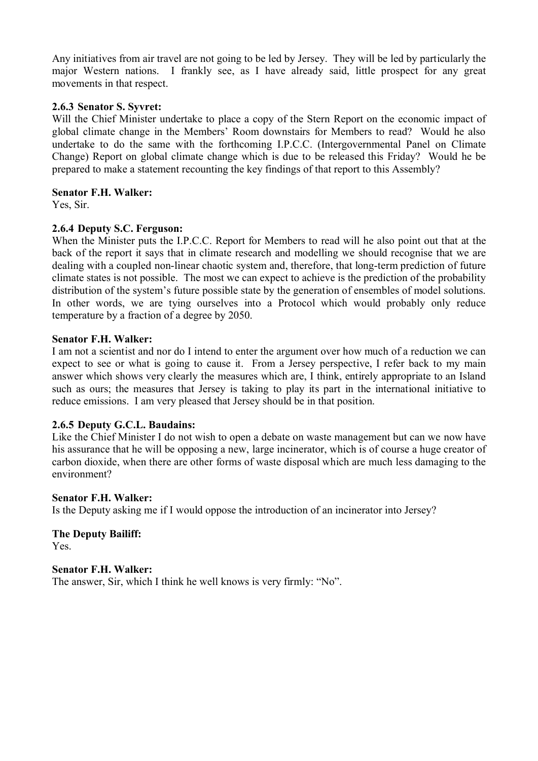Any initiatives from air travel are not going to be led by Jersey. They will be led by particularly the major Western nations. I frankly see, as I have already said, little prospect for any great movements in that respect.

**2.6.3 Senator S. Syvret:**

Will the Chief Minister undertake to place a copy of the Stern Report on the economic impact of global climate change in the Members' Room downstairs for Members to read? Would he also undertake to do the same with the forthcoming I.P.C.C. (Intergovernmental Panel on Climate Change) Report on global climate change which is due to be released this Friday? Would he be prepared to make a statement recounting the key findings of that report to this Assembly?

**Senator F.H. Walker:**

Yes, Sir.

**2.6.4 Deputy S.C. Ferguson:**

When the Minister puts the I.P.C.C. Report for Members to read will he also point out that at the back of the report it says that in climate research and modelling we should recognise that we are dealing with a coupled non-linear chaotic system and, therefore, that long-term prediction of future climate states is not possible. The most we can expect to achieve is the prediction of the probability distribution of the system's future possible state by the generation of ensembles of model solutions. In other words, we are tying ourselves into a Protocol which would probably only reduce temperature by a fraction of a degree by 2050.

**Senator F.H. Walker:**

I am not a scientist and nor do I intend to enter the argument over how much of a reduction we can expect to see or what is going to cause it. From a Jersey perspective, I refer back to my main answer which shows very clearly the measures which are, I think, entirely appropriate to an Island such as ours; the measures that Jersey is taking to play its part in the international initiative to reduce emissions. I am very pleased that Jersey should be in that position.

**2.6.5 Deputy G.C.L. Baudains:**

Like the Chief Minister I do not wish to open a debate on waste management but can we now have his assurance that he will be opposing a new, large incinerator, which is of course a huge creator of carbon dioxide, when there are other forms of waste disposal which are much less damaging to the environment?

**Senator F.H. Walker:**

Is the Deputy asking me if I would oppose the introduction of an incinerator into Jersey?

**The Deputy Bailiff:**

Yes.

**Senator F.H. Walker:**

The answer, Sir, which I think he well knows is very firmly: "No".